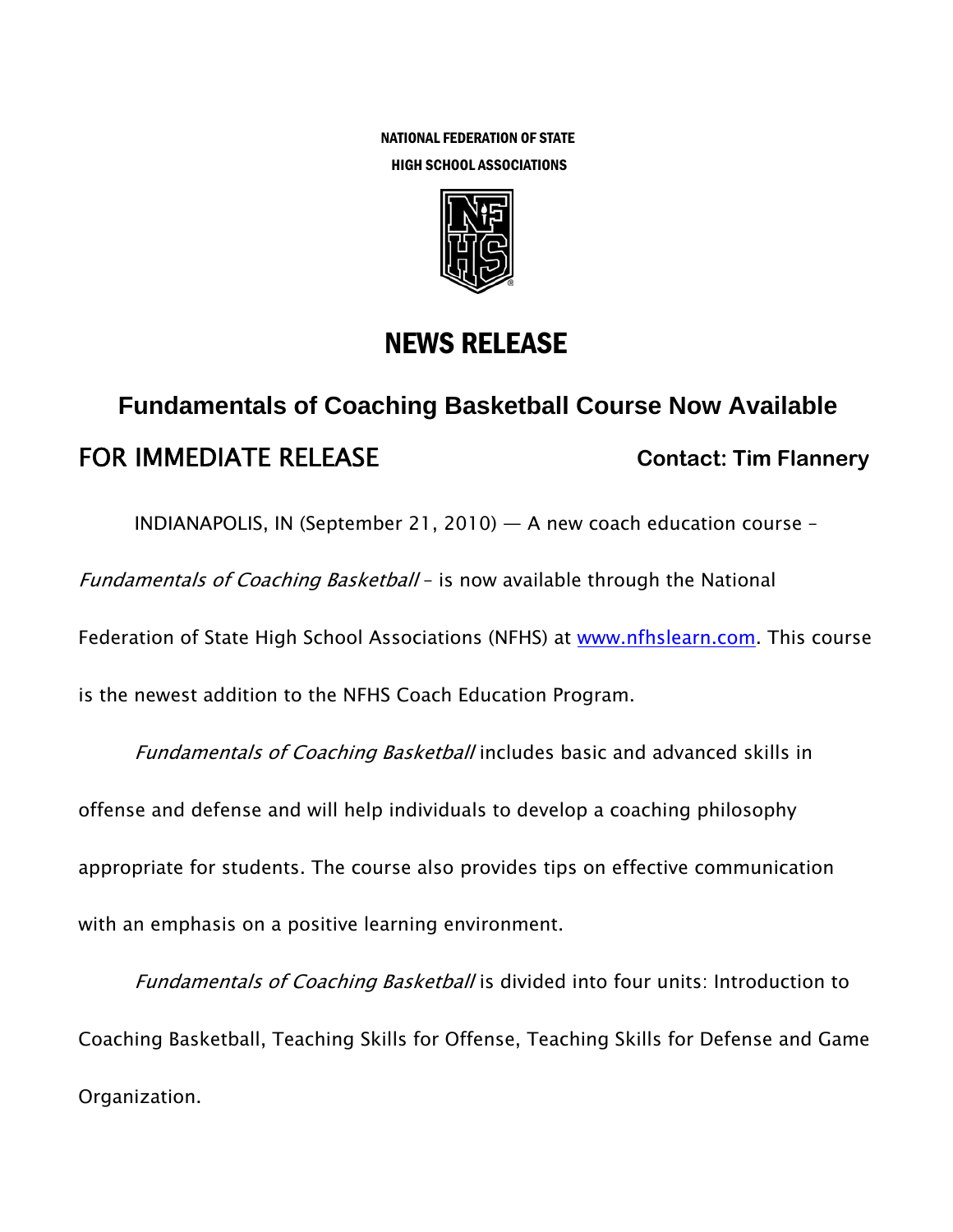NATIONAL FEDERATION OF STATE
HIGH SCHOOL ASSOCIATIONS

# NEWS RELEASE

## Fundamentals of Coaching Basketball Course Now Available

**FOR IMMEDIATE RELEASE** **Contact: Tim Flannery**

INDIANAPOLIS, IN (September 21, 2010) — A new coach education course – *Fundamentals of Coaching Basketball* – is now available through the National Federation of State High School Associations (NFHS) at www.nfhslearn.com. This course is the newest addition to the NFHS Coach Education Program.

*Fundamentals of Coaching Basketball* includes basic and advanced skills in offense and defense and will help individuals to develop a coaching philosophy appropriate for students. The course also provides tips on effective communication with an emphasis on a positive learning environment.

*Fundamentals of Coaching Basketball* is divided into four units: Introduction to Coaching Basketball, Teaching Skills for Offense, Teaching Skills for Defense and Game Organization.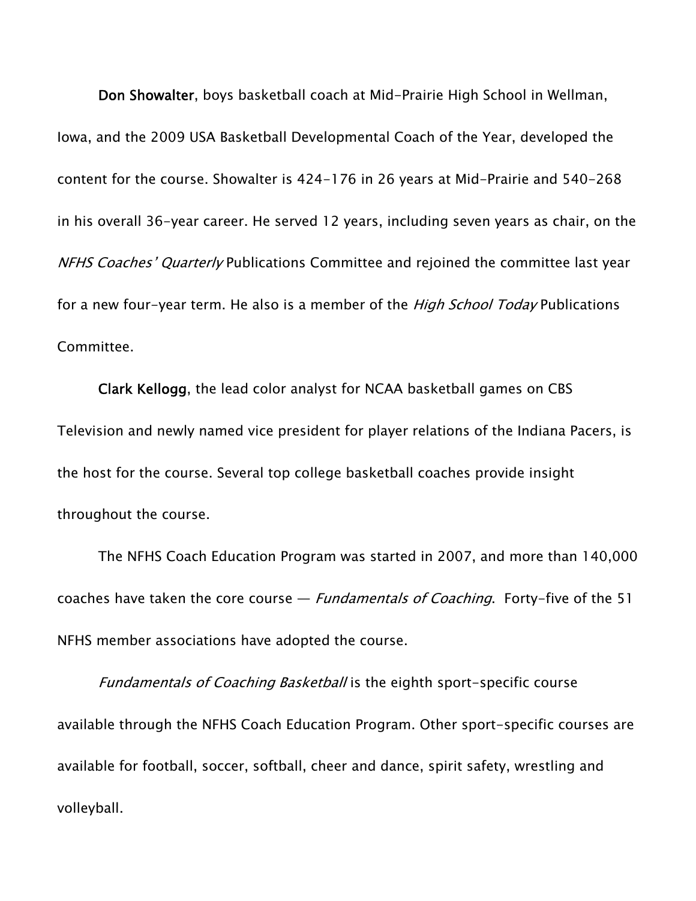**Don Showalter**, boys basketball coach at Mid-Prairie High School in Wellman, Iowa, and the 2009 USA Basketball Developmental Coach of the Year, developed the content for the course. Showalter is 424-176 in 26 years at Mid-Prairie and 540-268 in his overall 36-year career. He served 12 years, including seven years as chair, on the *NFHS Coaches' Quarterly* Publications Committee and rejoined the committee last year for a new four-year term. He also is a member of the *High School Today* Publications Committee.

**Clark Kellogg**, the lead color analyst for NCAA basketball games on CBS Television and newly named vice president for player relations of the Indiana Pacers, is the host for the course. Several top college basketball coaches provide insight throughout the course.

The NFHS Coach Education Program was started in 2007, and more than 140,000 coaches have taken the core course — *Fundamentals of Coaching*. Forty-five of the 51 NFHS member associations have adopted the course.

*Fundamentals of Coaching Basketball* is the eighth sport-specific course available through the NFHS Coach Education Program. Other sport-specific courses are available for football, soccer, softball, cheer and dance, spirit safety, wrestling and volleyball.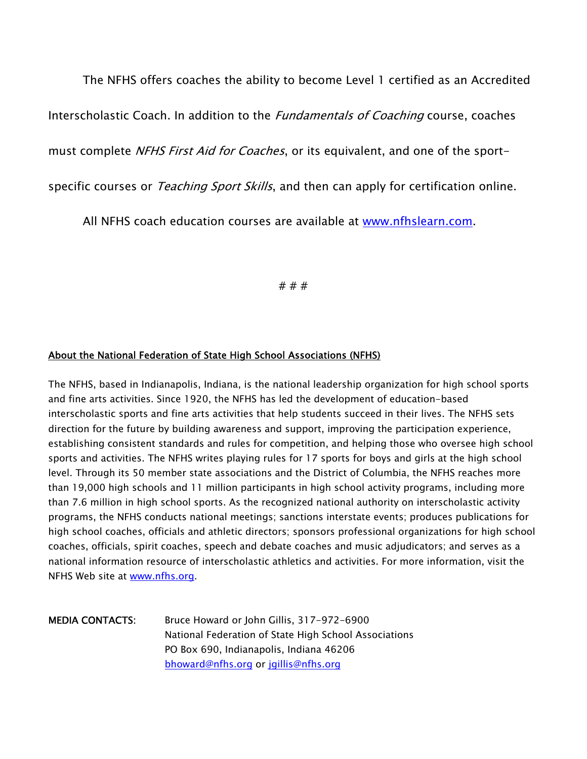The NFHS offers coaches the ability to become Level 1 certified as an Accredited Interscholastic Coach. In addition to the *Fundamentals of Coaching* course, coaches must complete *NFHS First Aid for Coaches*, or its equivalent, and one of the sport-specific courses or *Teaching Sport Skills*, and then can apply for certification online.

All NFHS coach education courses are available at www.nfhslearn.com.

# # #

**About the National Federation of State High School Associations (NFHS)**

The NFHS, based in Indianapolis, Indiana, is the national leadership organization for high school sports and fine arts activities. Since 1920, the NFHS has led the development of education-based interscholastic sports and fine arts activities that help students succeed in their lives. The NFHS sets direction for the future by building awareness and support, improving the participation experience, establishing consistent standards and rules for competition, and helping those who oversee high school sports and activities. The NFHS writes playing rules for 17 sports for boys and girls at the high school level. Through its 50 member state associations and the District of Columbia, the NFHS reaches more than 19,000 high schools and 11 million participants in high school activity programs, including more than 7.6 million in high school sports. As the recognized national authority on interscholastic activity programs, the NFHS conducts national meetings; sanctions interstate events; produces publications for high school coaches, officials and athletic directors; sponsors professional organizations for high school coaches, officials, spirit coaches, speech and debate coaches and music adjudicators; and serves as a national information resource of interscholastic athletics and activities. For more information, visit the NFHS Web site at www.nfhs.org.

**MEDIA CONTACTS:** Bruce Howard or John Gillis, 317-972-6900
National Federation of State High School Associations
PO Box 690, Indianapolis, Indiana 46206
bhoward@nfhs.org or jgillis@nfhs.org